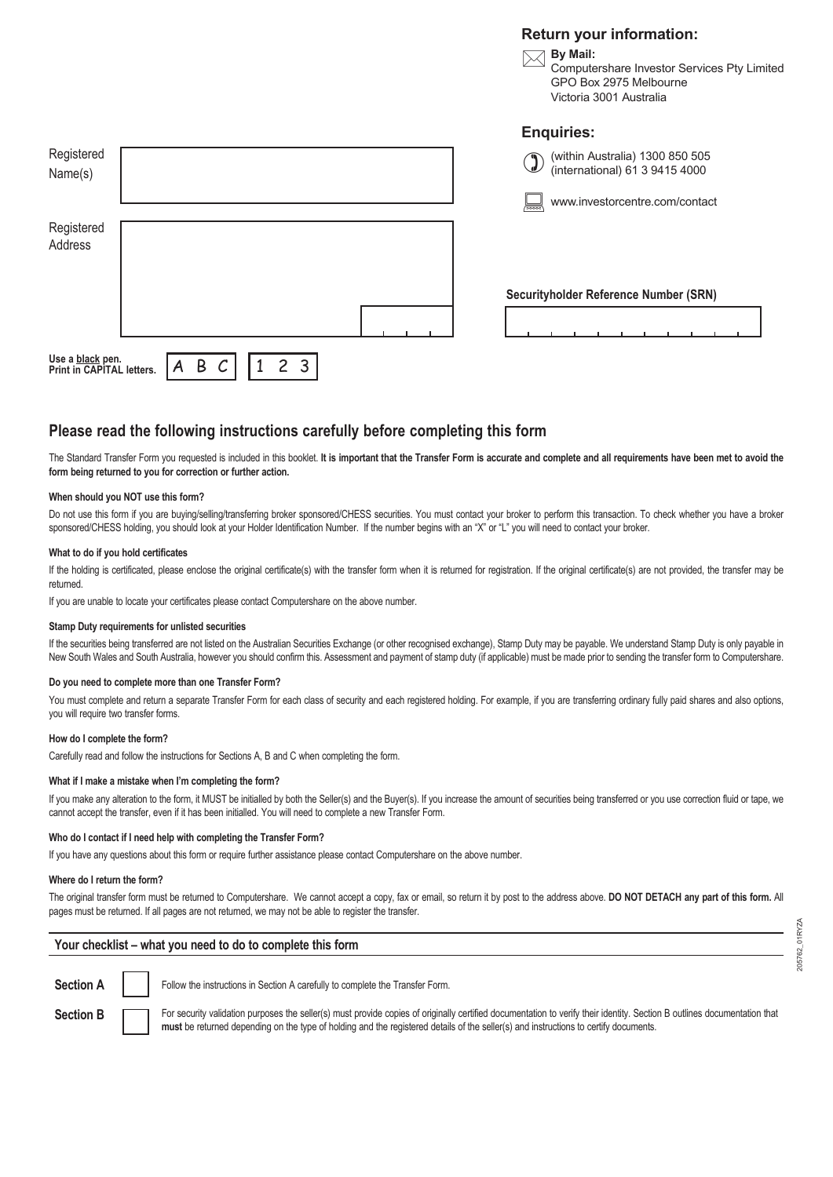## Return your information:

**By Mail:**
Computershare Investor Services Pty Limited
GPO Box 2975 Melbourne
Victoria 3001 Australia

## Enquiries:

(within Australia) 1300 850 505
(international) 61 3 9415 4000

www.investorcentre.com/contact

Registered Name(s)

Registered Address

**Securityholder Reference Number (SRN)**

**Use a black pen.**
**Print in CAPITAL letters.** A B C 1 2 3

## Please read the following instructions carefully before completing this form

The Standard Transfer Form you requested is included in this booklet. **It is important that the Transfer Form is accurate and complete and all requirements have been met to avoid the form being returned to you for correction or further action.**

#### When should you NOT use this form?

Do not use this form if you are buying/selling/transferring broker sponsored/CHESS securities. You must contact your broker to perform this transaction. To check whether you have a broker sponsored/CHESS holding, you should look at your Holder Identification Number. If the number begins with an "X" or "L" you will need to contact your broker.

#### What to do if you hold certificates

If the holding is certificated, please enclose the original certificate(s) with the transfer form when it is returned for registration. If the original certificate(s) are not provided, the transfer may be returned.

If you are unable to locate your certificates please contact Computershare on the above number.

#### Stamp Duty requirements for unlisted securities

If the securities being transferred are not listed on the Australian Securities Exchange (or other recognised exchange), Stamp Duty may be payable. We understand Stamp Duty is only payable in New South Wales and South Australia, however you should confirm this. Assessment and payment of stamp duty (if applicable) must be made prior to sending the transfer form to Computershare.

#### Do you need to complete more than one Transfer Form?

You must complete and return a separate Transfer Form for each class of security and each registered holding. For example, if you are transferring ordinary fully paid shares and also options, you will require two transfer forms.

#### How do I complete the form?

Carefully read and follow the instructions for Sections A, B and C when completing the form.

#### What if I make a mistake when I'm completing the form?

If you make any alteration to the form, it MUST be initialled by both the Seller(s) and the Buyer(s). If you increase the amount of securities being transferred or you use correction fluid or tape, we cannot accept the transfer, even if it has been initialled. You will need to complete a new Transfer Form.

#### Who do I contact if I need help with completing the Transfer Form?

If you have any questions about this form or require further assistance please contact Computershare on the above number.

#### Where do I return the form?

The original transfer form must be returned to Computershare. We cannot accept a copy, fax or email, so return it by post to the address above. **DO NOT DETACH any part of this form.** All pages must be returned. If all pages are not returned, we may not be able to register the transfer.

### Your checklist – what you need to do to complete this form

**Section A** ☐ Follow the instructions in Section A carefully to complete the Transfer Form.

**Section B** ☐ For security validation purposes the seller(s) must provide copies of originally certified documentation to verify their identity. Section B outlines documentation that **must** be returned depending on the type of holding and the registered details of the seller(s) and instructions to certify documents.

205762_01RYZA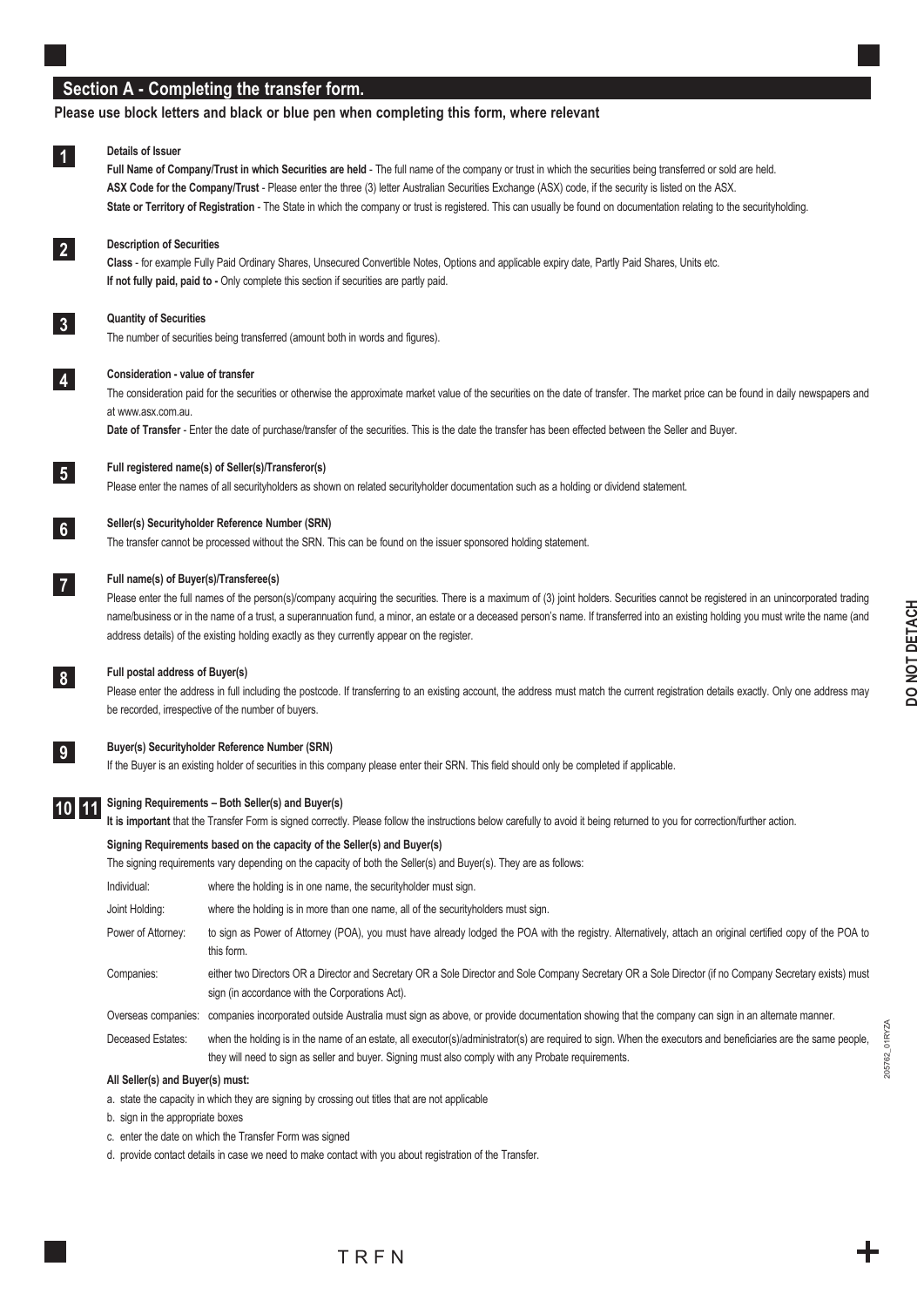## Section A - Completing the transfer form.

**Please use block letters and black or blue pen when completing this form, where relevant**

**1** **Details of Issuer**

**Full Name of Company/Trust in which Securities are held** - The full name of the company or trust in which the securities being transferred or sold are held.

**ASX Code for the Company/Trust** - Please enter the three (3) letter Australian Securities Exchange (ASX) code, if the security is listed on the ASX.

**State or Territory of Registration** - The State in which the company or trust is registered. This can usually be found on documentation relating to the securityholding.

**2** **Description of Securities**

**Class** - for example Fully Paid Ordinary Shares, Unsecured Convertible Notes, Options and applicable expiry date, Partly Paid Shares, Units etc.

**If not fully paid, paid to -** Only complete this section if securities are partly paid.

**3** **Quantity of Securities**

The number of securities being transferred (amount both in words and figures).

**4** **Consideration - value of transfer**

The consideration paid for the securities or otherwise the approximate market value of the securities on the date of transfer. The market price can be found in daily newspapers and at www.asx.com.au.

**Date of Transfer** - Enter the date of purchase/transfer of the securities. This is the date the transfer has been effected between the Seller and Buyer.

**5** **Full registered name(s) of Seller(s)/Transferor(s)**

Please enter the names of all securityholders as shown on related securityholder documentation such as a holding or dividend statement.

**6** **Seller(s) Securityholder Reference Number (SRN)**

The transfer cannot be processed without the SRN. This can be found on the issuer sponsored holding statement.

**7** **Full name(s) of Buyer(s)/Transferee(s)**

Please enter the full names of the person(s)/company acquiring the securities. There is a maximum of (3) joint holders. Securities cannot be registered in an unincorporated trading name/business or in the name of a trust, a superannuation fund, a minor, an estate or a deceased person's name. If transferred into an existing holding you must write the name (and address details) of the existing holding exactly as they currently appear on the register.

**8** **Full postal address of Buyer(s)**

Please enter the address in full including the postcode. If transferring to an existing account, the address must match the current registration details exactly. Only one address may be recorded, irrespective of the number of buyers.

**9** **Buyer(s) Securityholder Reference Number (SRN)**

If the Buyer is an existing holder of securities in this company please enter their SRN. This field should only be completed if applicable.

**10** **11** **Signing Requirements – Both Seller(s) and Buyer(s)**

**It is important** that the Transfer Form is signed correctly. Please follow the instructions below carefully to avoid it being returned to you for correction/further action.

**Signing Requirements based on the capacity of the Seller(s) and Buyer(s)**

The signing requirements vary depending on the capacity of both the Seller(s) and Buyer(s). They are as follows:

| | |
|---|---|
| Individual: | where the holding is in one name, the securityholder must sign. |
| Joint Holding: | where the holding is in more than one name, all of the securityholders must sign. |
| Power of Attorney: | to sign as Power of Attorney (POA), you must have already lodged the POA with the registry. Alternatively, attach an original certified copy of the POA to this form. |
| Companies: | either two Directors OR a Director and Secretary OR a Sole Director and Sole Company Secretary OR a Sole Director (if no Company Secretary exists) must sign (in accordance with the Corporations Act). |
| Overseas companies: | companies incorporated outside Australia must sign as above, or provide documentation showing that the company can sign in an alternate manner. |
| Deceased Estates: | when the holding is in the name of an estate, all executor(s)/administrator(s) are required to sign. When the executors and beneficiaries are the same people, they will need to sign as seller and buyer. Signing must also comply with any Probate requirements. |

**All Seller(s) and Buyer(s) must:**

a. state the capacity in which they are signing by crossing out titles that are not applicable

b. sign in the appropriate boxes

c. enter the date on which the Transfer Form was signed

d. provide contact details in case we need to make contact with you about registration of the Transfer.

DO NOT DETACH

205762_01RYZA

TRFN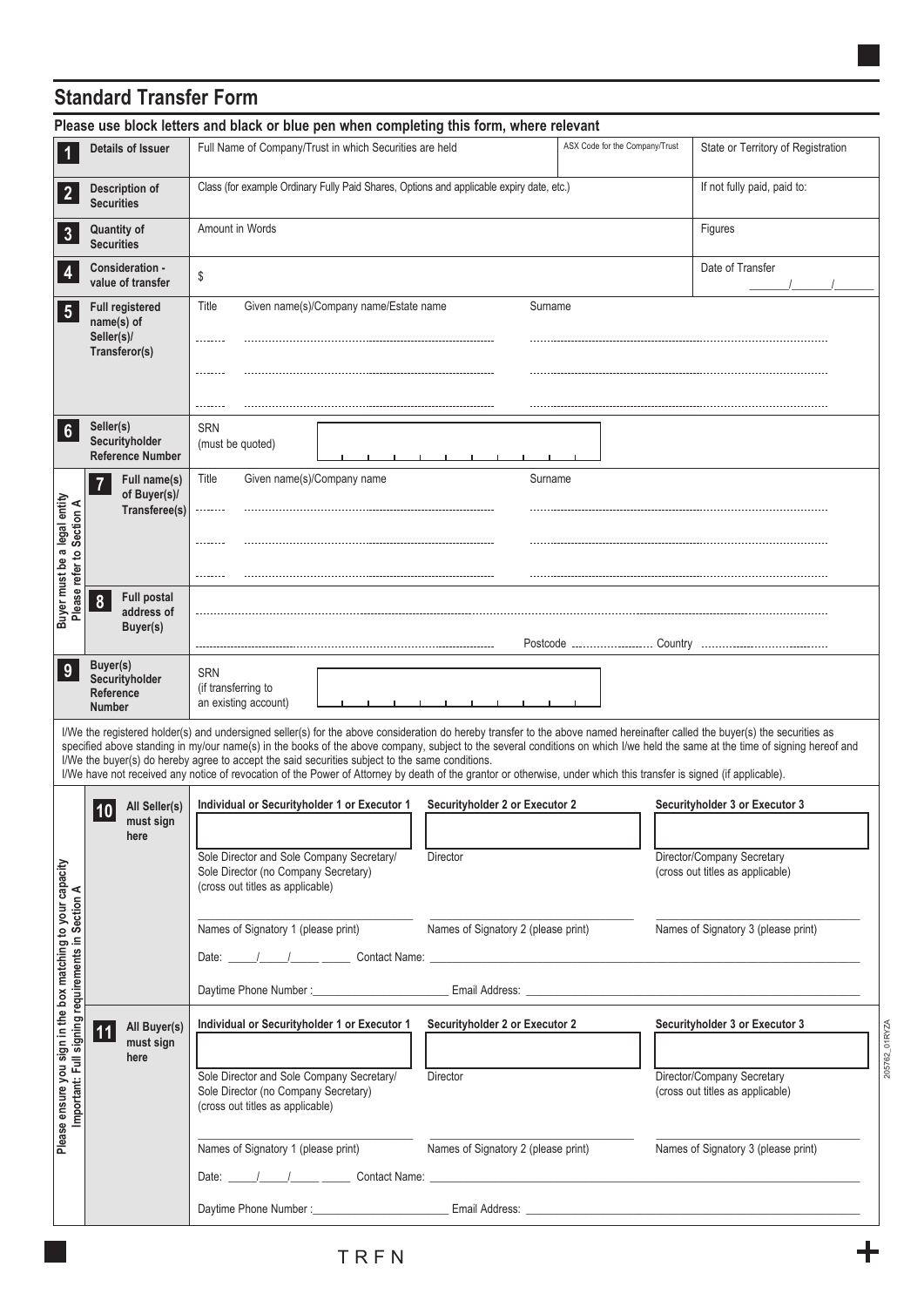## Standard Transfer Form

**Please use block letters and black or blue pen when completing this form, where relevant**

| | | | | |
|---|---|---|---|---|
| **1** | **Details of Issuer** | Full Name of Company/Trust in which Securities are held | ASX Code for the Company/Trust | State or Territory of Registration |
| **2** | **Description of Securities** | Class (for example Ordinary Fully Paid Shares, Options and applicable expiry date, etc.) | | If not fully paid, paid to: |
| **3** | **Quantity of Securities** | Amount in Words | | Figures |
| **4** | **Consideration - value of transfer** | $ | | Date of Transfer ____/____/____ |
| **5** | **Full registered name(s) of Seller(s)/ Transferor(s)** | Title / Given name(s)/Company name/Estate name / Surname | | |
| **6** | **Seller(s) Securityholder Reference Number** | SRN (must be quoted) | | |

*Buyer must be a legal entity. Please refer to Section A*

| | | | |
|---|---|---|---|
| **7** | **Full name(s) of Buyer(s)/ Transferee(s)** | Title / Given name(s)/Company name / Surname | |
| **8** | **Full postal address of Buyer(s)** | | Postcode ____ Country ____ |
| **9** | **Buyer(s) Securityholder Reference Number** | SRN (if transferring to an existing account) | |

I/We the registered holder(s) and undersigned seller(s) for the above consideration do hereby transfer to the above named hereinafter called the buyer(s) the securities as specified above standing in my/our name(s) in the books of the above company, subject to the several conditions on which I/we held the same at the time of signing hereof and I/We the buyer(s) do hereby agree to accept the said securities subject to the same conditions.
I/We have not received any notice of revocation of the Power of Attorney by death of the grantor or otherwise, under which this transfer is signed (if applicable).

*Please ensure you sign in the box matching to your capacity. Important: Full signing requirements in Section A*

**10 All Seller(s) must sign here**

| Individual or Securityholder 1 or Executor 1 | Securityholder 2 or Executor 2 | Securityholder 3 or Executor 3 |
|---|---|---|
| | | |
| Sole Director and Sole Company Secretary/ Sole Director (no Company Secretary) (cross out titles as applicable) | Director | Director/Company Secretary (cross out titles as applicable) |
| Names of Signatory 1 (please print) | Names of Signatory 2 (please print) | Names of Signatory 3 (please print) |

Date: ____/____/____ Contact Name: ____________________

Daytime Phone Number: ____________________ Email Address: ____________________

**11 All Buyer(s) must sign here**

| Individual or Securityholder 1 or Executor 1 | Securityholder 2 or Executor 2 | Securityholder 3 or Executor 3 |
|---|---|---|
| | | |
| Sole Director and Sole Company Secretary/ Sole Director (no Company Secretary) (cross out titles as applicable) | Director | Director/Company Secretary (cross out titles as applicable) |
| Names of Signatory 1 (please print) | Names of Signatory 2 (please print) | Names of Signatory 3 (please print) |

Date: ____/____/____ Contact Name: ____________________

Daytime Phone Number: ____________________ Email Address: ____________________

TRFN

205762_01RYZA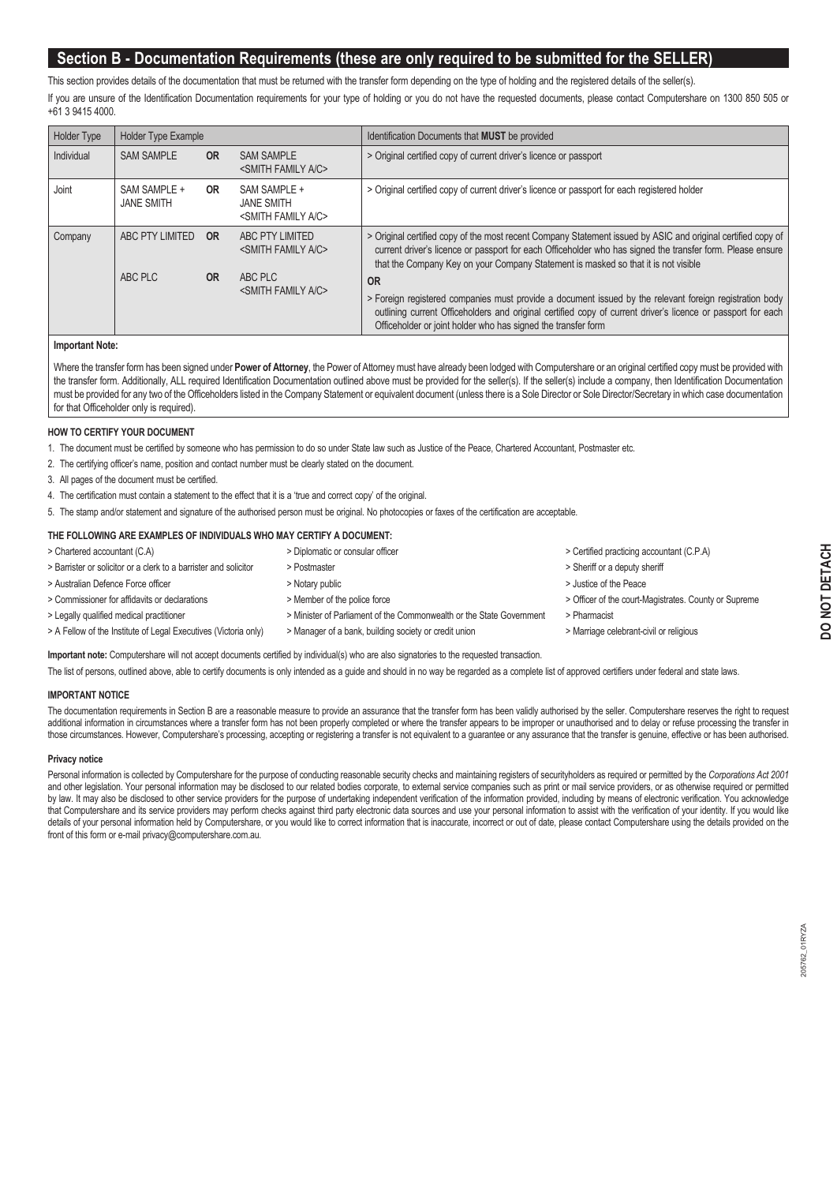## Section B - Documentation Requirements (these are only required to be submitted for the SELLER)

This section provides details of the documentation that must be returned with the transfer form depending on the type of holding and the registered details of the seller(s).

If you are unsure of the Identification Documentation requirements for your type of holding or you do not have the requested documents, please contact Computershare on 1300 850 505 or +61 3 9415 4000.

| Holder Type | Holder Type Example | | | Identification Documents that **MUST** be provided |
|---|---|---|---|---|
| Individual | SAM SAMPLE | **OR** | SAM SAMPLE <SMITH FAMILY A/C> | > Original certified copy of current driver's licence or passport |
| Joint | SAM SAMPLE + JANE SMITH | **OR** | SAM SAMPLE + JANE SMITH <SMITH FAMILY A/C> | > Original certified copy of current driver's licence or passport for each registered holder |
| Company | ABC PTY LIMITED | **OR** | ABC PTY LIMITED <SMITH FAMILY A/C> | > Original certified copy of the most recent Company Statement issued by ASIC and original certified copy of current driver's licence or passport for each Officeholder who has signed the transfer form. Please ensure that the Company Key on your Company Statement is masked so that it is not visible **OR** > Foreign registered companies must provide a document issued by the relevant foreign registration body outlining current Officeholders and original certified copy of current driver's licence or passport for each Officeholder or joint holder who has signed the transfer form |
| | ABC PLC | **OR** | ABC PLC <SMITH FAMILY A/C> | |

**Important Note:**

Where the transfer form has been signed under **Power of Attorney**, the Power of Attorney must have already been lodged with Computershare or an original certified copy must be provided with the transfer form. Additionally, ALL required Identification Documentation outlined above must be provided for the seller(s). If the seller(s) include a company, then Identification Documentation must be provided for any two of the Officeholders listed in the Company Statement or equivalent document (unless there is a Sole Director or Sole Director/Secretary in which case documentation for that Officeholder only is required).

### HOW TO CERTIFY YOUR DOCUMENT

1. The document must be certified by someone who has permission to do so under State law such as Justice of the Peace, Chartered Accountant, Postmaster etc.
2. The certifying officer's name, position and contact number must be clearly stated on the document.
3. All pages of the document must be certified.
4. The certification must contain a statement to the effect that it is a 'true and correct copy' of the original.
5. The stamp and/or statement and signature of the authorised person must be original. No photocopies or faxes of the certification are acceptable.

### THE FOLLOWING ARE EXAMPLES OF INDIVIDUALS WHO MAY CERTIFY A DOCUMENT:

- > Chartered accountant (C.A)
- > Barrister or solicitor or a clerk to a barrister and solicitor
- > Australian Defence Force officer
- > Commissioner for affidavits or declarations
- > Legally qualified medical practitioner
- > A Fellow of the Institute of Legal Executives (Victoria only)
- > Diplomatic or consular officer
- > Postmaster
- > Notary public
- > Member of the police force
- > Minister of Parliament of the Commonwealth or the State Government
- > Manager of a bank, building society or credit union
- > Certified practicing accountant (C.P.A)
- > Sheriff or a deputy sheriff
- > Justice of the Peace
- > Officer of the court-Magistrates. County or Supreme
- > Pharmacist
- > Marriage celebrant-civil or religious

**Important note:** Computershare will not accept documents certified by individual(s) who are also signatories to the requested transaction.

The list of persons, outlined above, able to certify documents is only intended as a guide and should in no way be regarded as a complete list of approved certifiers under federal and state laws.

### IMPORTANT NOTICE

The documentation requirements in Section B are a reasonable measure to provide an assurance that the transfer form has been validly authorised by the seller. Computershare reserves the right to request additional information in circumstances where a transfer form has not been properly completed or where the transfer appears to be improper or unauthorised and to delay or refuse processing the transfer in those circumstances. However, Computershare's processing, accepting or registering a transfer is not equivalent to a guarantee or any assurance that the transfer is genuine, effective or has been authorised.

### Privacy notice

Personal information is collected by Computershare for the purpose of conducting reasonable security checks and maintaining registers of securityholders as required or permitted by the *Corporations Act 2001* and other legislation. Your personal information may be disclosed to our related bodies corporate, to external service companies such as print or mail service providers, or as otherwise required or permitted by law. It may also be disclosed to other service providers for the purpose of undertaking independent verification of the information provided, including by means of electronic verification. You acknowledge that Computershare and its service providers may perform checks against third party electronic data sources and use your personal information to assist with the verification of your identity. If you would like details of your personal information held by Computershare, or you would like to correct information that is inaccurate, incorrect or out of date, please contact Computershare using the details provided on the front of this form or e-mail privacy@computershare.com.au.

DO NOT DETACH

205762_01RYZA